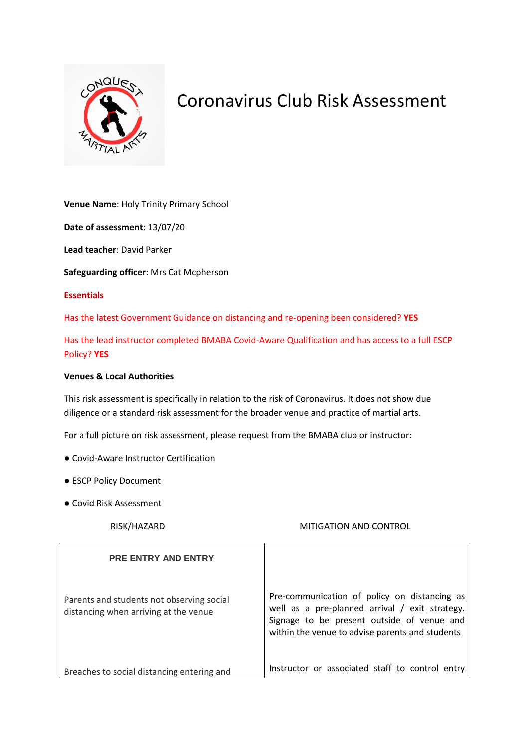# Coronavirus Club Risk Assessment

**Venue Name**: Holy Trinity Primary School

**Date of assessment**: 13/07/20

**Lead teacher**: David Parker

**Safeguarding officer**: Mrs Cat Mcpherson

**Essentials**

Has the latest Government Guidance on distancing and re-opening been considered? **YES**

Has the lead instructor completed BMABA Covid-Aware Qualification and has access to a full ESCP Policy? **YES**

**Venues & Local Authorities**

This risk assessment is specifically in relation to the risk of Coronavirus. It does not show due diligence or a standard risk assessment for the broader venue and practice of martial arts.

For a full picture on risk assessment, please request from the BMABA club or instructor:

- Covid-Aware Instructor Certification
- ESCP Policy Document
- Covid Risk Assessment

| RISK/HAZARD | MITIGATION AND CONTROL |
|---|---|
| **PRE ENTRY AND ENTRY** | |
| Parents and students not observing social distancing when arriving at the venue | Pre-communication of policy on distancing as well as a pre-planned arrival / exit strategy. Signage to be present outside of venue and within the venue to advise parents and students |
| Breaches to social distancing entering and | Instructor or associated staff to control entry |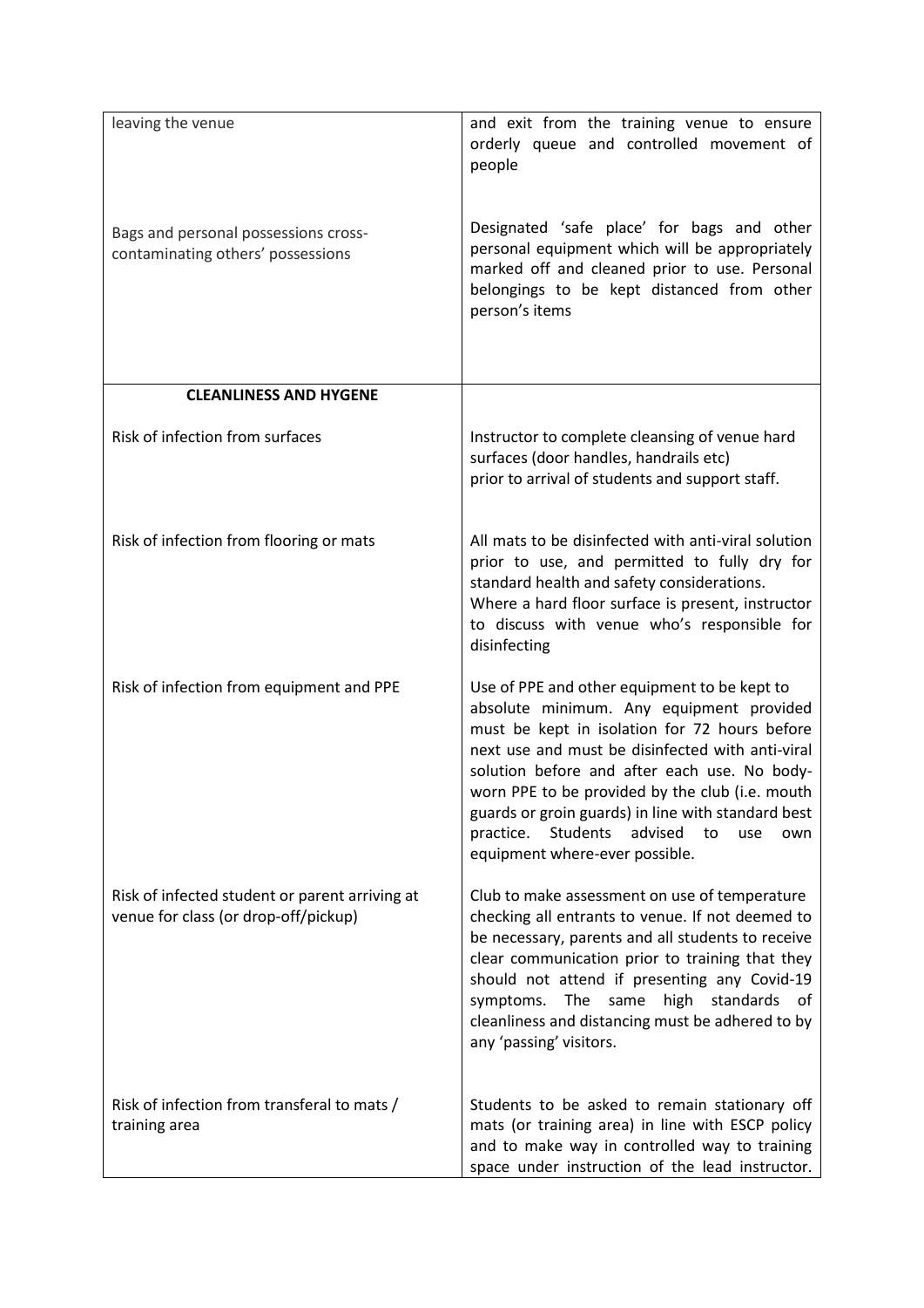| | |
|---|---|
| leaving the venue | and exit from the training venue to ensure orderly queue and controlled movement of people |
| Bags and personal possessions cross-contaminating others' possessions | Designated 'safe place' for bags and other personal equipment which will be appropriately marked off and cleaned prior to use. Personal belongings to be kept distanced from other person's items |
| **CLEANLINESS AND HYGENE** | |
| Risk of infection from surfaces | Instructor to complete cleansing of venue hard surfaces (door handles, handrails etc) prior to arrival of students and support staff. |
| Risk of infection from flooring or mats | All mats to be disinfected with anti-viral solution prior to use, and permitted to fully dry for standard health and safety considerations. Where a hard floor surface is present, instructor to discuss with venue who's responsible for disinfecting |
| Risk of infection from equipment and PPE | Use of PPE and other equipment to be kept to absolute minimum. Any equipment provided must be kept in isolation for 72 hours before next use and must be disinfected with anti-viral solution before and after each use. No body-worn PPE to be provided by the club (i.e. mouth guards or groin guards) in line with standard best practice. Students advised to use own equipment where-ever possible. |
| Risk of infected student or parent arriving at venue for class (or drop-off/pickup) | Club to make assessment on use of temperature checking all entrants to venue. If not deemed to be necessary, parents and all students to receive clear communication prior to training that they should not attend if presenting any Covid-19 symptoms. The same high standards of cleanliness and distancing must be adhered to by any 'passing' visitors. |
| Risk of infection from transferal to mats / training area | Students to be asked to remain stationary off mats (or training area) in line with ESCP policy and to make way in controlled way to training space under instruction of the lead instructor. |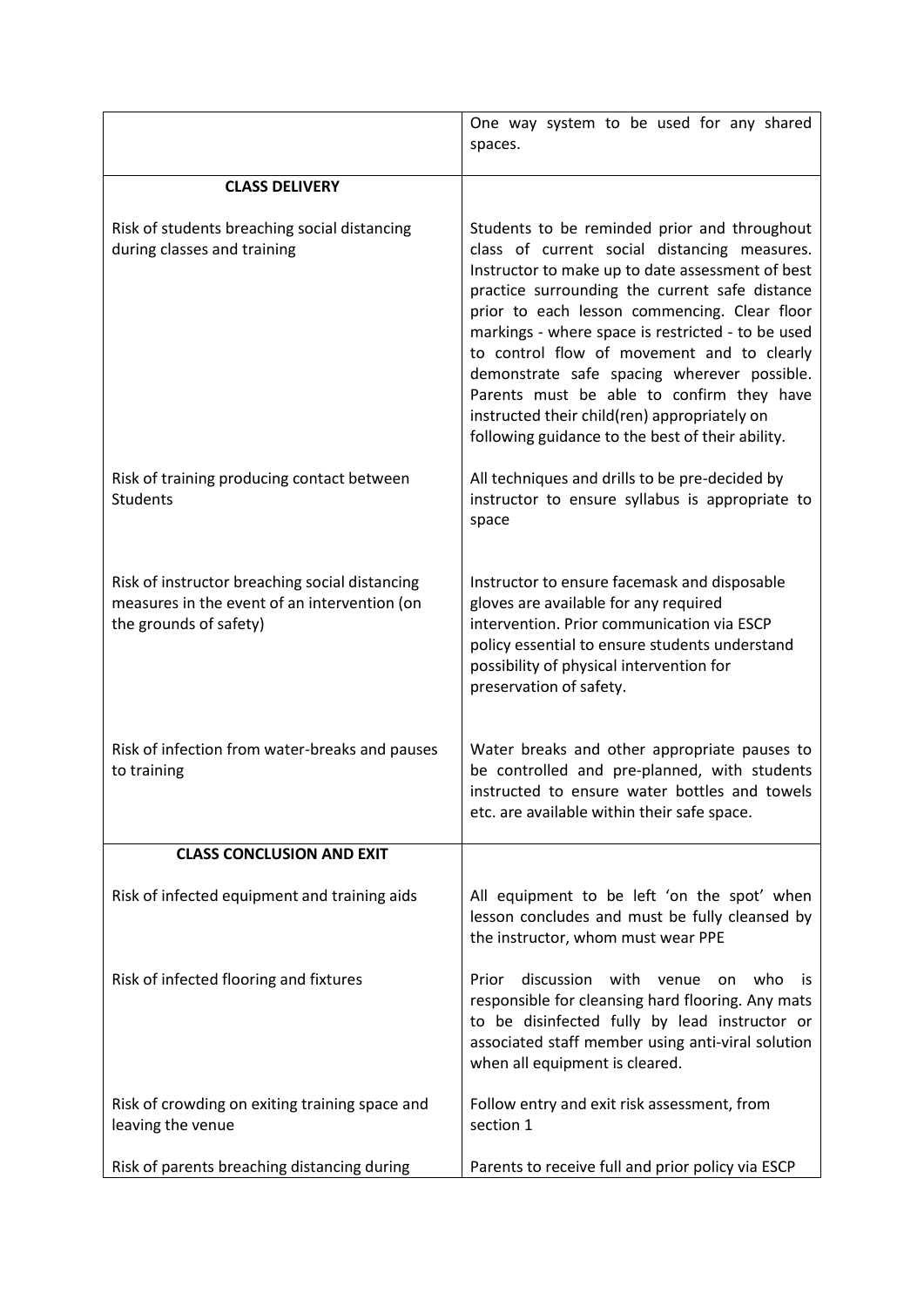| | |
|---|---|
| | One way system to be used for any shared spaces. |
| **CLASS DELIVERY** | |
| Risk of students breaching social distancing during classes and training | Students to be reminded prior and throughout class of current social distancing measures. Instructor to make up to date assessment of best practice surrounding the current safe distance prior to each lesson commencing. Clear floor markings - where space is restricted - to be used to control flow of movement and to clearly demonstrate safe spacing wherever possible. Parents must be able to confirm they have instructed their child(ren) appropriately on following guidance to the best of their ability. |
| Risk of training producing contact between Students | All techniques and drills to be pre-decided by instructor to ensure syllabus is appropriate to space |
| Risk of instructor breaching social distancing measures in the event of an intervention (on the grounds of safety) | Instructor to ensure facemask and disposable gloves are available for any required intervention. Prior communication via ESCP policy essential to ensure students understand possibility of physical intervention for preservation of safety. |
| Risk of infection from water-breaks and pauses to training | Water breaks and other appropriate pauses to be controlled and pre-planned, with students instructed to ensure water bottles and towels etc. are available within their safe space. |
| **CLASS CONCLUSION AND EXIT** | |
| Risk of infected equipment and training aids | All equipment to be left 'on the spot' when lesson concludes and must be fully cleansed by the instructor, whom must wear PPE |
| Risk of infected flooring and fixtures | Prior discussion with venue on who is responsible for cleansing hard flooring. Any mats to be disinfected fully by lead instructor or associated staff member using anti-viral solution when all equipment is cleared. |
| Risk of crowding on exiting training space and leaving the venue | Follow entry and exit risk assessment, from section 1 |
| Risk of parents breaching distancing during | Parents to receive full and prior policy via ESCP |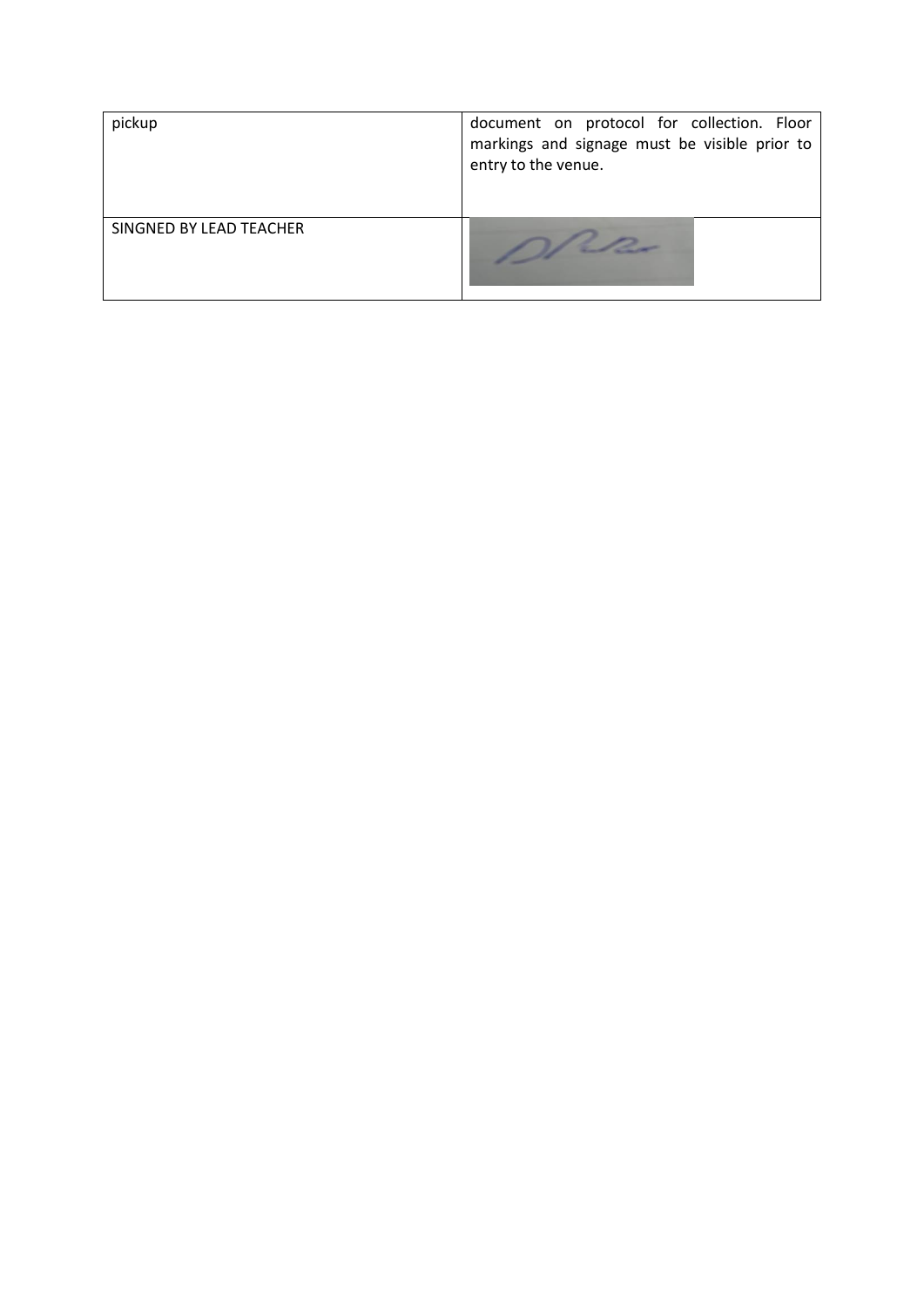| | |
|---|---|
| pickup | document on protocol for collection. Floor markings and signage must be visible prior to entry to the venue. |
| SINGNED BY LEAD TEACHER | |